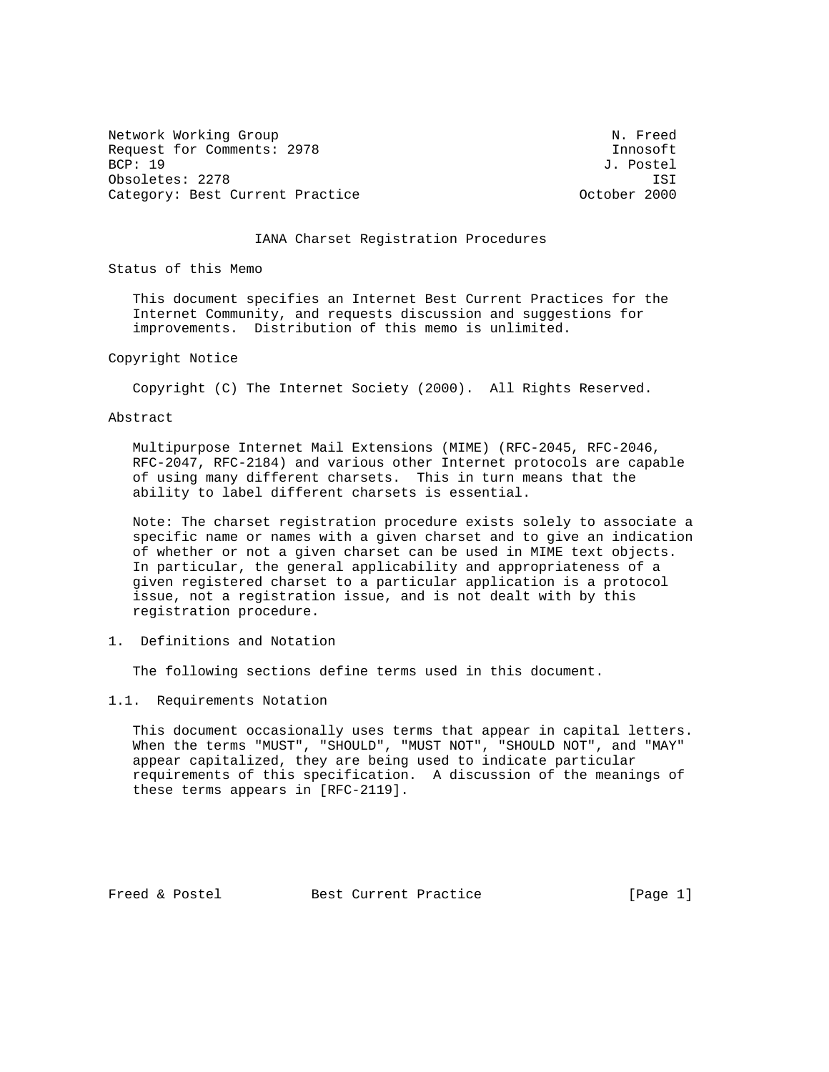Network Working Group N. Freed
Request for Comments: 2978 Innosoft
BCP: 19 J. Postel
Obsoletes: 2278 ISI
Category: Best Current Practice October 2000

# IANA Charset Registration Procedures

## Status of this Memo

This document specifies an Internet Best Current Practices for the Internet Community, and requests discussion and suggestions for improvements. Distribution of this memo is unlimited.

## Copyright Notice

Copyright (C) The Internet Society (2000). All Rights Reserved.

## Abstract

Multipurpose Internet Mail Extensions (MIME) (RFC-2045, RFC-2046, RFC-2047, RFC-2184) and various other Internet protocols are capable of using many different charsets. This in turn means that the ability to label different charsets is essential.

Note: The charset registration procedure exists solely to associate a specific name or names with a given charset and to give an indication of whether or not a given charset can be used in MIME text objects. In particular, the general applicability and appropriateness of a given registered charset to a particular application is a protocol issue, not a registration issue, and is not dealt with by this registration procedure.

## 1. Definitions and Notation

The following sections define terms used in this document.

### 1.1. Requirements Notation

This document occasionally uses terms that appear in capital letters. When the terms "MUST", "SHOULD", "MUST NOT", "SHOULD NOT", and "MAY" appear capitalized, they are being used to indicate particular requirements of this specification. A discussion of the meanings of these terms appears in [RFC-2119].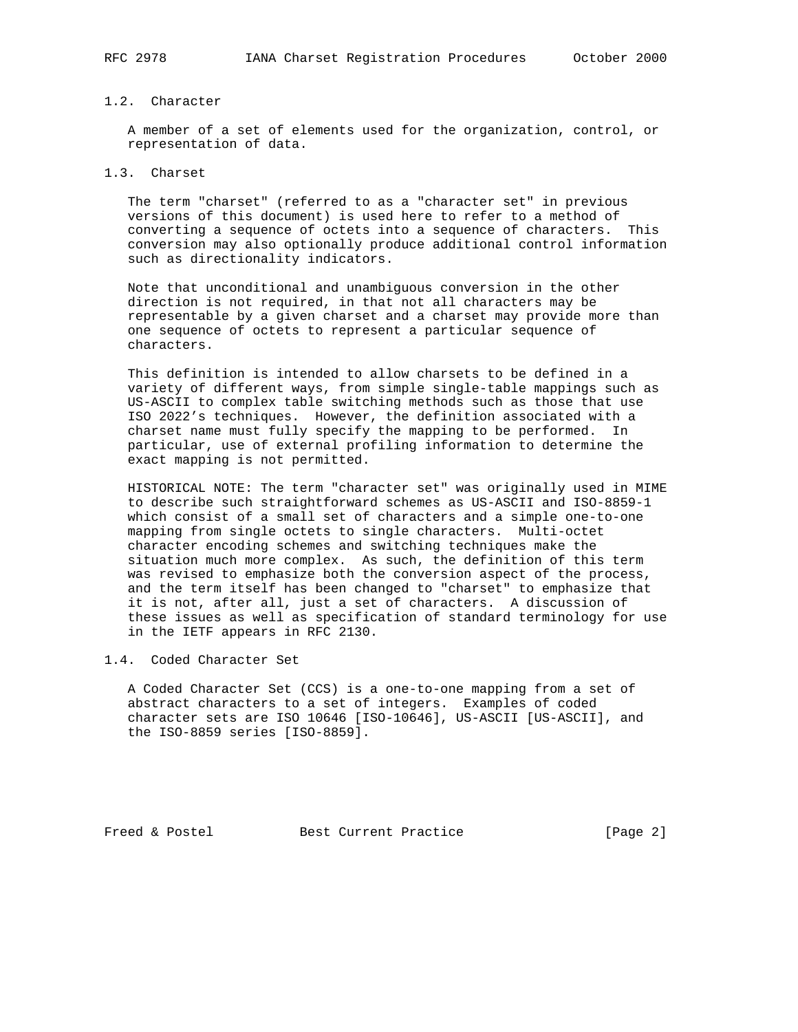### 1.2. Character

A member of a set of elements used for the organization, control, or representation of data.

### 1.3. Charset

The term "charset" (referred to as a "character set" in previous versions of this document) is used here to refer to a method of converting a sequence of octets into a sequence of characters. This conversion may also optionally produce additional control information such as directionality indicators.

Note that unconditional and unambiguous conversion in the other direction is not required, in that not all characters may be representable by a given charset and a charset may provide more than one sequence of octets to represent a particular sequence of characters.

This definition is intended to allow charsets to be defined in a variety of different ways, from simple single-table mappings such as US-ASCII to complex table switching methods such as those that use ISO 2022's techniques. However, the definition associated with a charset name must fully specify the mapping to be performed. In particular, use of external profiling information to determine the exact mapping is not permitted.

HISTORICAL NOTE: The term "character set" was originally used in MIME to describe such straightforward schemes as US-ASCII and ISO-8859-1 which consist of a small set of characters and a simple one-to-one mapping from single octets to single characters. Multi-octet character encoding schemes and switching techniques make the situation much more complex. As such, the definition of this term was revised to emphasize both the conversion aspect of the process, and the term itself has been changed to "charset" to emphasize that it is not, after all, just a set of characters. A discussion of these issues as well as specification of standard terminology for use in the IETF appears in RFC 2130.

### 1.4. Coded Character Set

A Coded Character Set (CCS) is a one-to-one mapping from a set of abstract characters to a set of integers. Examples of coded character sets are ISO 10646 [ISO-10646], US-ASCII [US-ASCII], and the ISO-8859 series [ISO-8859].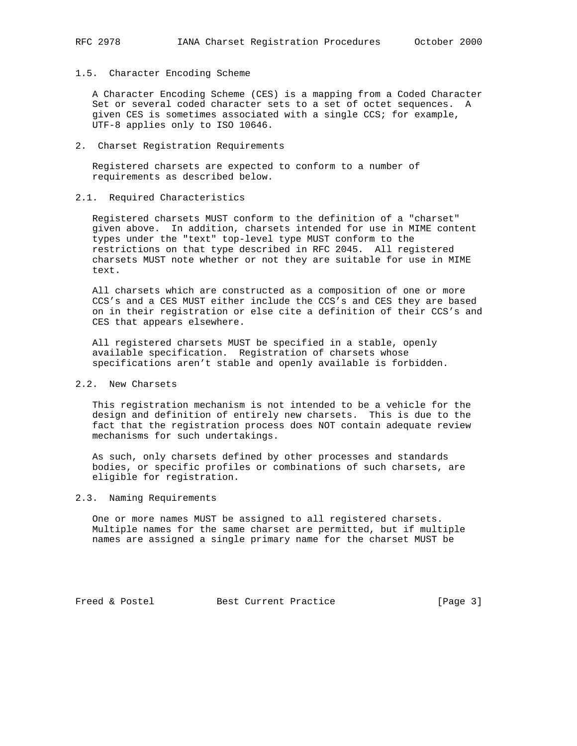### 1.5. Character Encoding Scheme

A Character Encoding Scheme (CES) is a mapping from a Coded Character Set or several coded character sets to a set of octet sequences. A given CES is sometimes associated with a single CCS; for example, UTF-8 applies only to ISO 10646.

## 2. Charset Registration Requirements

Registered charsets are expected to conform to a number of requirements as described below.

### 2.1. Required Characteristics

Registered charsets MUST conform to the definition of a "charset" given above. In addition, charsets intended for use in MIME content types under the "text" top-level type MUST conform to the restrictions on that type described in RFC 2045. All registered charsets MUST note whether or not they are suitable for use in MIME text.

All charsets which are constructed as a composition of one or more CCS's and a CES MUST either include the CCS's and CES they are based on in their registration or else cite a definition of their CCS's and CES that appears elsewhere.

All registered charsets MUST be specified in a stable, openly available specification. Registration of charsets whose specifications aren't stable and openly available is forbidden.

### 2.2. New Charsets

This registration mechanism is not intended to be a vehicle for the design and definition of entirely new charsets. This is due to the fact that the registration process does NOT contain adequate review mechanisms for such undertakings.

As such, only charsets defined by other processes and standards bodies, or specific profiles or combinations of such charsets, are eligible for registration.

### 2.3. Naming Requirements

One or more names MUST be assigned to all registered charsets. Multiple names for the same charset are permitted, but if multiple names are assigned a single primary name for the charset MUST be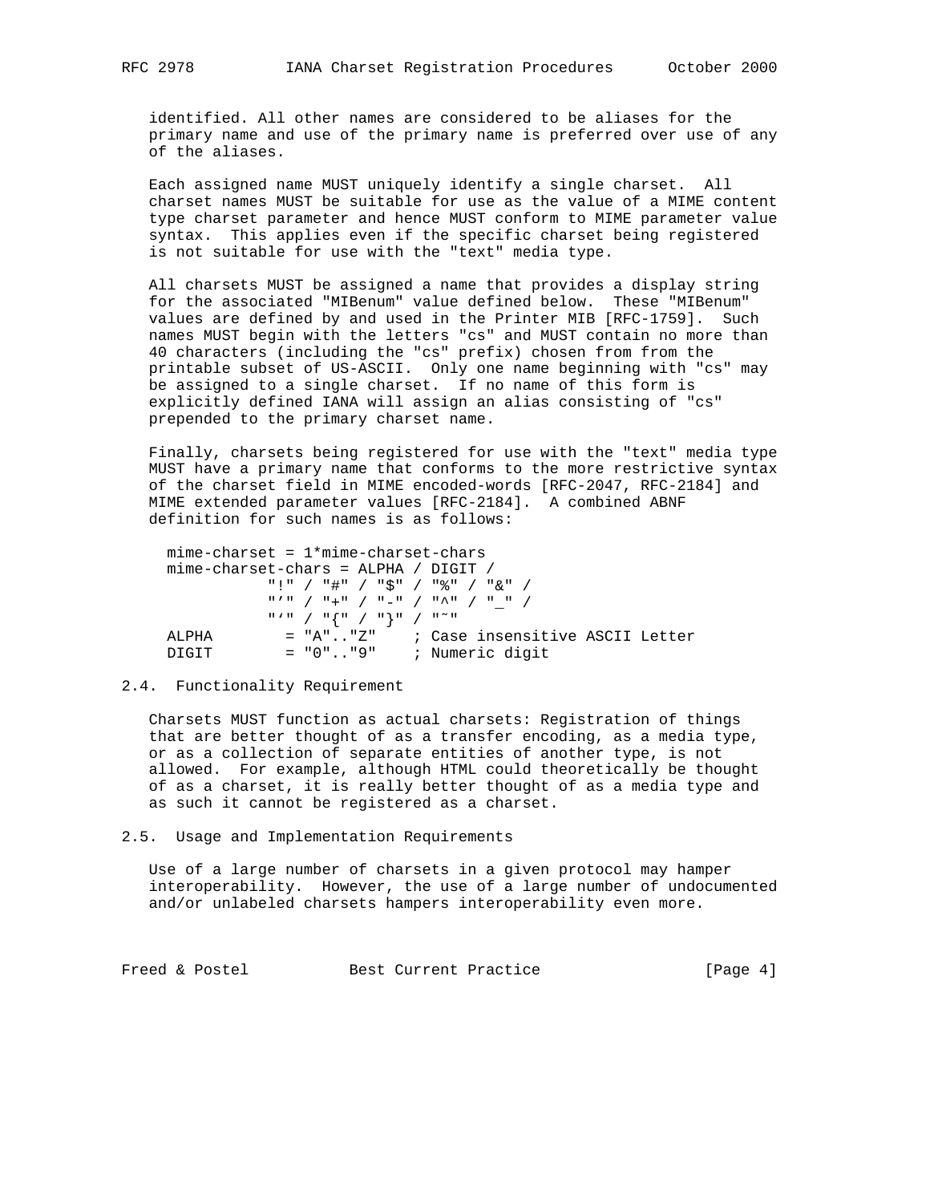identified. All other names are considered to be aliases for the primary name and use of the primary name is preferred over use of any of the aliases.

Each assigned name MUST uniquely identify a single charset. All charset names MUST be suitable for use as the value of a MIME content type charset parameter and hence MUST conform to MIME parameter value syntax. This applies even if the specific charset being registered is not suitable for use with the "text" media type.

All charsets MUST be assigned a name that provides a display string for the associated "MIBenum" value defined below. These "MIBenum" values are defined by and used in the Printer MIB [RFC-1759]. Such names MUST begin with the letters "cs" and MUST contain no more than 40 characters (including the "cs" prefix) chosen from from the printable subset of US-ASCII. Only one name beginning with "cs" may be assigned to a single charset. If no name of this form is explicitly defined IANA will assign an alias consisting of "cs" prepended to the primary charset name.

Finally, charsets being registered for use with the "text" media type MUST have a primary name that conforms to the more restrictive syntax of the charset field in MIME encoded-words [RFC-2047, RFC-2184] and MIME extended parameter values [RFC-2184]. A combined ABNF definition for such names is as follows:

```
  mime-charset = 1*mime-charset-chars
  mime-charset-chars = ALPHA / DIGIT /
             "!" / "#" / "$" / "%" / "&" /
             "'" / "+" / "-" / "^" / "_" /
             "`" / "{" / "}" / "~"
  ALPHA        = "A".."Z"    ; Case insensitive ASCII Letter
  DIGIT        = "0".."9"    ; Numeric digit
```

## 2.4. Functionality Requirement

Charsets MUST function as actual charsets: Registration of things that are better thought of as a transfer encoding, as a media type, or as a collection of separate entities of another type, is not allowed. For example, although HTML could theoretically be thought of as a charset, it is really better thought of as a media type and as such it cannot be registered as a charset.

## 2.5. Usage and Implementation Requirements

Use of a large number of charsets in a given protocol may hamper interoperability. However, the use of a large number of undocumented and/or unlabeled charsets hampers interoperability even more.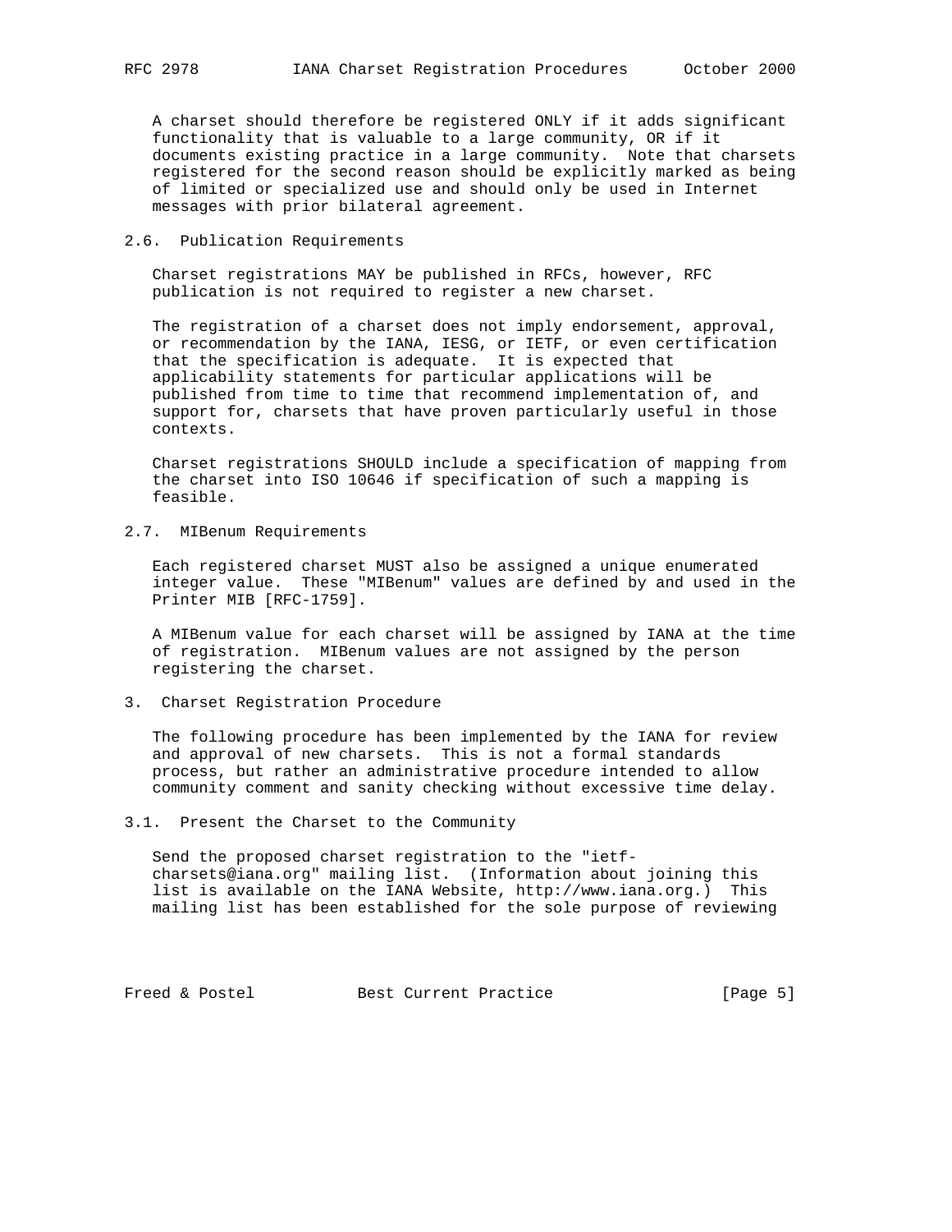A charset should therefore be registered ONLY if it adds significant functionality that is valuable to a large community, OR if it documents existing practice in a large community. Note that charsets registered for the second reason should be explicitly marked as being of limited or specialized use and should only be used in Internet messages with prior bilateral agreement.

### 2.6. Publication Requirements

Charset registrations MAY be published in RFCs, however, RFC publication is not required to register a new charset.

The registration of a charset does not imply endorsement, approval, or recommendation by the IANA, IESG, or IETF, or even certification that the specification is adequate. It is expected that applicability statements for particular applications will be published from time to time that recommend implementation of, and support for, charsets that have proven particularly useful in those contexts.

Charset registrations SHOULD include a specification of mapping from the charset into ISO 10646 if specification of such a mapping is feasible.

### 2.7. MIBenum Requirements

Each registered charset MUST also be assigned a unique enumerated integer value. These "MIBenum" values are defined by and used in the Printer MIB [RFC-1759].

A MIBenum value for each charset will be assigned by IANA at the time of registration. MIBenum values are not assigned by the person registering the charset.

## 3. Charset Registration Procedure

The following procedure has been implemented by the IANA for review and approval of new charsets. This is not a formal standards process, but rather an administrative procedure intended to allow community comment and sanity checking without excessive time delay.

### 3.1. Present the Charset to the Community

Send the proposed charset registration to the "ietf-charsets@iana.org" mailing list. (Information about joining this list is available on the IANA Website, http://www.iana.org.) This mailing list has been established for the sole purpose of reviewing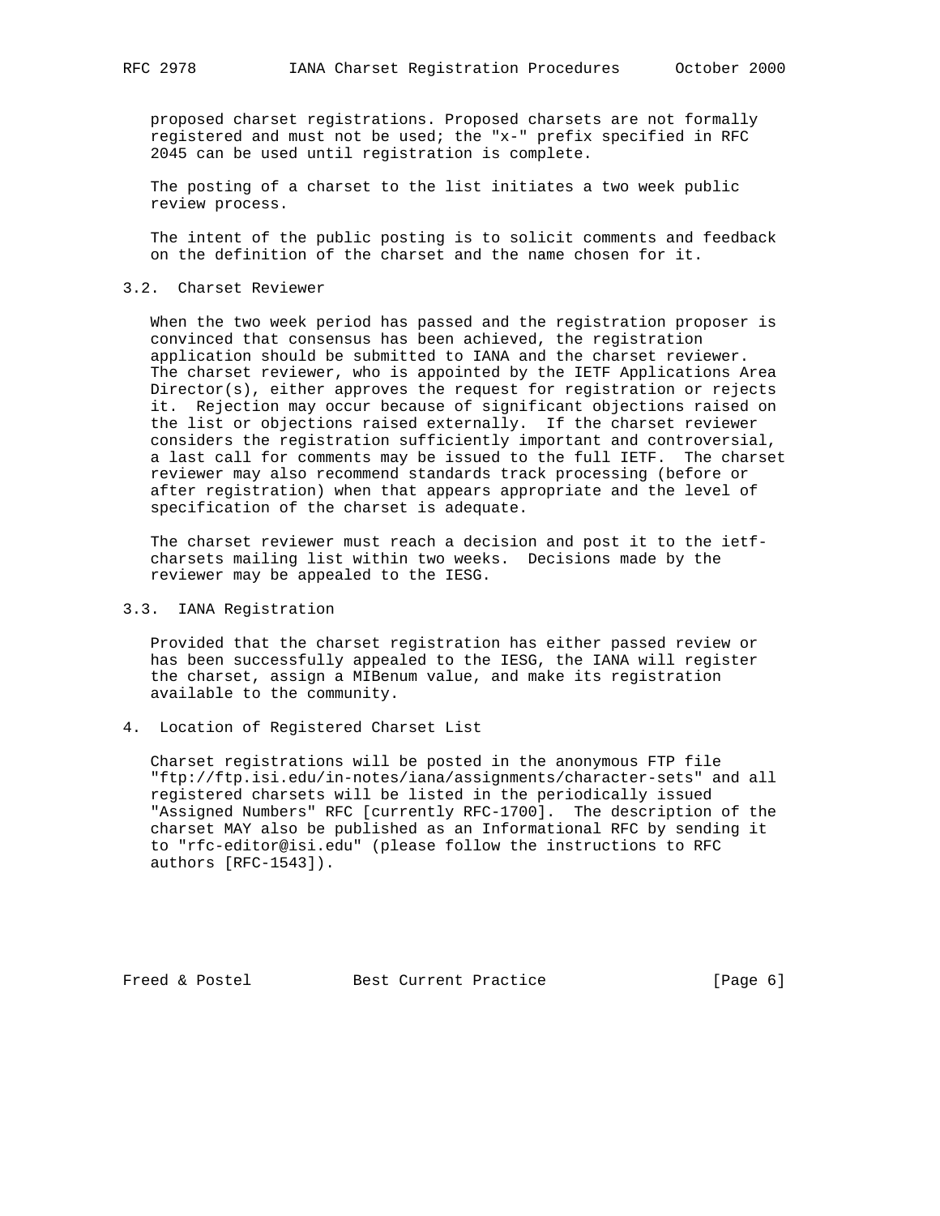proposed charset registrations. Proposed charsets are not formally registered and must not be used; the "x-" prefix specified in RFC 2045 can be used until registration is complete.

The posting of a charset to the list initiates a two week public review process.

The intent of the public posting is to solicit comments and feedback on the definition of the charset and the name chosen for it.

### 3.2. Charset Reviewer

When the two week period has passed and the registration proposer is convinced that consensus has been achieved, the registration application should be submitted to IANA and the charset reviewer. The charset reviewer, who is appointed by the IETF Applications Area Director(s), either approves the request for registration or rejects it. Rejection may occur because of significant objections raised on the list or objections raised externally. If the charset reviewer considers the registration sufficiently important and controversial, a last call for comments may be issued to the full IETF. The charset reviewer may also recommend standards track processing (before or after registration) when that appears appropriate and the level of specification of the charset is adequate.

The charset reviewer must reach a decision and post it to the ietf-charsets mailing list within two weeks. Decisions made by the reviewer may be appealed to the IESG.

### 3.3. IANA Registration

Provided that the charset registration has either passed review or has been successfully appealed to the IESG, the IANA will register the charset, assign a MIBenum value, and make its registration available to the community.

## 4. Location of Registered Charset List

Charset registrations will be posted in the anonymous FTP file "ftp://ftp.isi.edu/in-notes/iana/assignments/character-sets" and all registered charsets will be listed in the periodically issued "Assigned Numbers" RFC [currently RFC-1700]. The description of the charset MAY also be published as an Informational RFC by sending it to "rfc-editor@isi.edu" (please follow the instructions to RFC authors [RFC-1543]).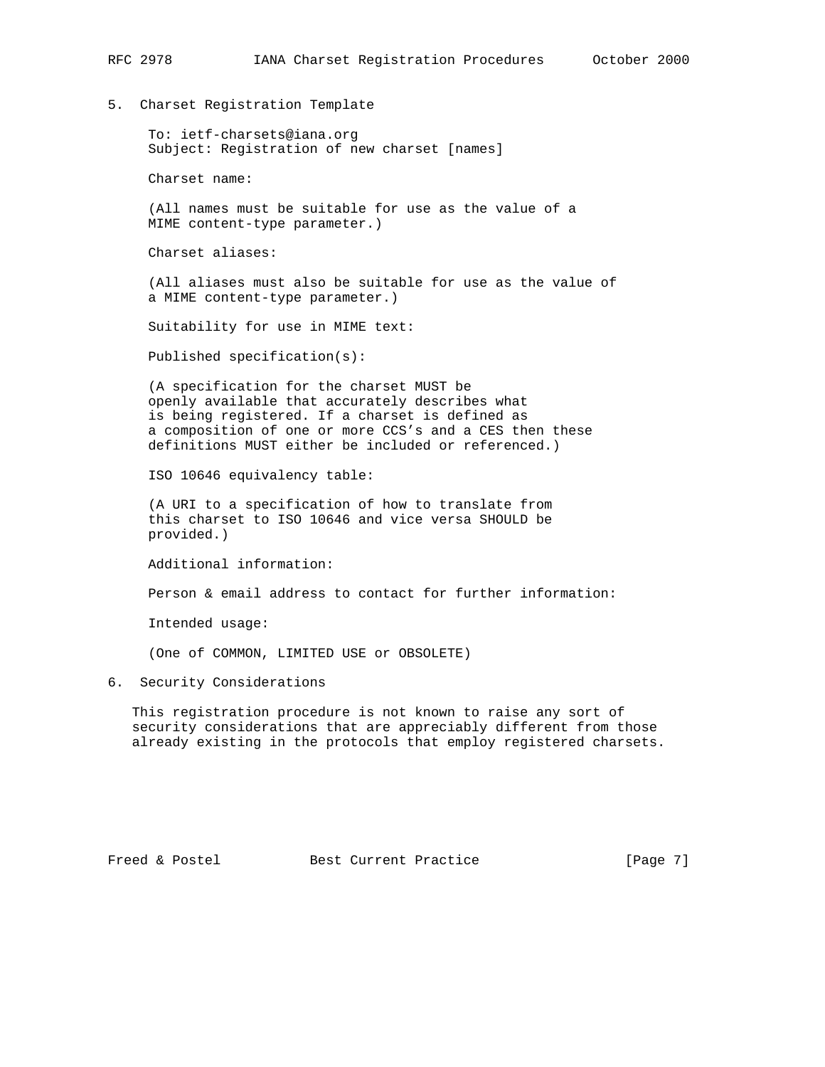## 5. Charset Registration Template

```
To: ietf-charsets@iana.org
Subject: Registration of new charset [names]

Charset name:

(All names must be suitable for use as the value of a
MIME content-type parameter.)

Charset aliases:

(All aliases must also be suitable for use as the value of
a MIME content-type parameter.)

Suitability for use in MIME text:

Published specification(s):

(A specification for the charset MUST be
openly available that accurately describes what
is being registered. If a charset is defined as
a composition of one or more CCS's and a CES then these
definitions MUST either be included or referenced.)

ISO 10646 equivalency table:

(A URI to a specification of how to translate from
this charset to ISO 10646 and vice versa SHOULD be
provided.)

Additional information:

Person & email address to contact for further information:

Intended usage:

(One of COMMON, LIMITED USE or OBSOLETE)
```

## 6. Security Considerations

This registration procedure is not known to raise any sort of security considerations that are appreciably different from those already existing in the protocols that employ registered charsets.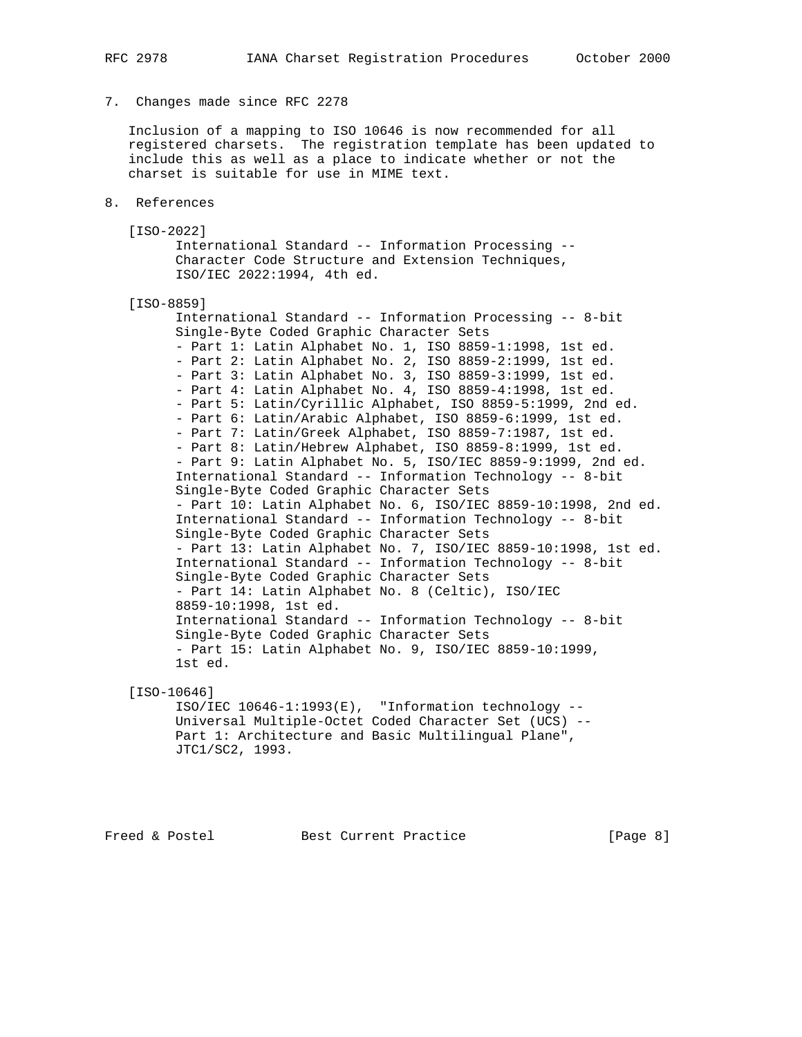## 7. Changes made since RFC 2278

Inclusion of a mapping to ISO 10646 is now recommended for all registered charsets. The registration template has been updated to include this as well as a place to indicate whether or not the charset is suitable for use in MIME text.

## 8. References

[ISO-2022]
International Standard -- Information Processing -- Character Code Structure and Extension Techniques, ISO/IEC 2022:1994, 4th ed.

[ISO-8859]
International Standard -- Information Processing -- 8-bit Single-Byte Coded Graphic Character Sets
- Part 1: Latin Alphabet No. 1, ISO 8859-1:1998, 1st ed.
- Part 2: Latin Alphabet No. 2, ISO 8859-2:1999, 1st ed.
- Part 3: Latin Alphabet No. 3, ISO 8859-3:1999, 1st ed.
- Part 4: Latin Alphabet No. 4, ISO 8859-4:1998, 1st ed.
- Part 5: Latin/Cyrillic Alphabet, ISO 8859-5:1999, 2nd ed.
- Part 6: Latin/Arabic Alphabet, ISO 8859-6:1999, 1st ed.
- Part 7: Latin/Greek Alphabet, ISO 8859-7:1987, 1st ed.
- Part 8: Latin/Hebrew Alphabet, ISO 8859-8:1999, 1st ed.
- Part 9: Latin Alphabet No. 5, ISO/IEC 8859-9:1999, 2nd ed.

International Standard -- Information Technology -- 8-bit Single-Byte Coded Graphic Character Sets
- Part 10: Latin Alphabet No. 6, ISO/IEC 8859-10:1998, 2nd ed.

International Standard -- Information Technology -- 8-bit Single-Byte Coded Graphic Character Sets
- Part 13: Latin Alphabet No. 7, ISO/IEC 8859-10:1998, 1st ed.

International Standard -- Information Technology -- 8-bit Single-Byte Coded Graphic Character Sets
- Part 14: Latin Alphabet No. 8 (Celtic), ISO/IEC 8859-10:1998, 1st ed.

International Standard -- Information Technology -- 8-bit Single-Byte Coded Graphic Character Sets
- Part 15: Latin Alphabet No. 9, ISO/IEC 8859-10:1999, 1st ed.

[ISO-10646]
ISO/IEC 10646-1:1993(E), "Information technology -- Universal Multiple-Octet Coded Character Set (UCS) -- Part 1: Architecture and Basic Multilingual Plane", JTC1/SC2, 1993.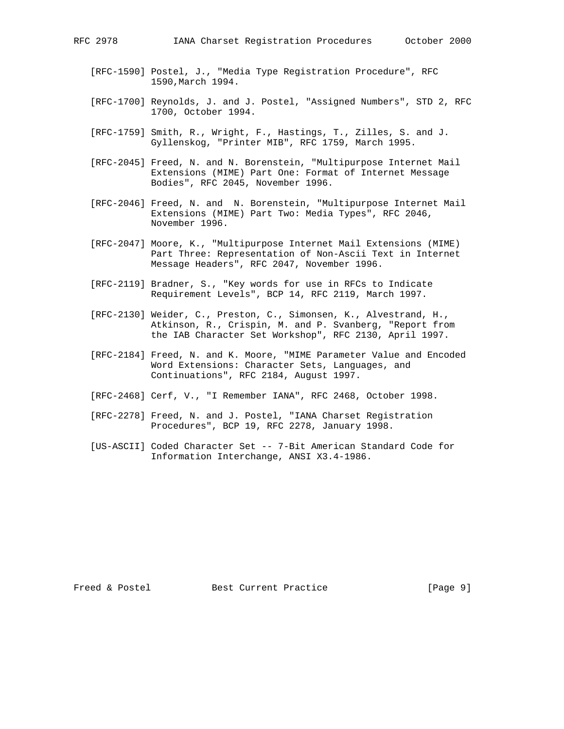[RFC-1590] Postel, J., "Media Type Registration Procedure", RFC 1590,March 1994.

[RFC-1700] Reynolds, J. and J. Postel, "Assigned Numbers", STD 2, RFC 1700, October 1994.

[RFC-1759] Smith, R., Wright, F., Hastings, T., Zilles, S. and J. Gyllenskog, "Printer MIB", RFC 1759, March 1995.

[RFC-2045] Freed, N. and N. Borenstein, "Multipurpose Internet Mail Extensions (MIME) Part One: Format of Internet Message Bodies", RFC 2045, November 1996.

[RFC-2046] Freed, N. and N. Borenstein, "Multipurpose Internet Mail Extensions (MIME) Part Two: Media Types", RFC 2046, November 1996.

[RFC-2047] Moore, K., "Multipurpose Internet Mail Extensions (MIME) Part Three: Representation of Non-Ascii Text in Internet Message Headers", RFC 2047, November 1996.

[RFC-2119] Bradner, S., "Key words for use in RFCs to Indicate Requirement Levels", BCP 14, RFC 2119, March 1997.

[RFC-2130] Weider, C., Preston, C., Simonsen, K., Alvestrand, H., Atkinson, R., Crispin, M. and P. Svanberg, "Report from the IAB Character Set Workshop", RFC 2130, April 1997.

[RFC-2184] Freed, N. and K. Moore, "MIME Parameter Value and Encoded Word Extensions: Character Sets, Languages, and Continuations", RFC 2184, August 1997.

[RFC-2468] Cerf, V., "I Remember IANA", RFC 2468, October 1998.

[RFC-2278] Freed, N. and J. Postel, "IANA Charset Registration Procedures", BCP 19, RFC 2278, January 1998.

[US-ASCII] Coded Character Set -- 7-Bit American Standard Code for Information Interchange, ANSI X3.4-1986.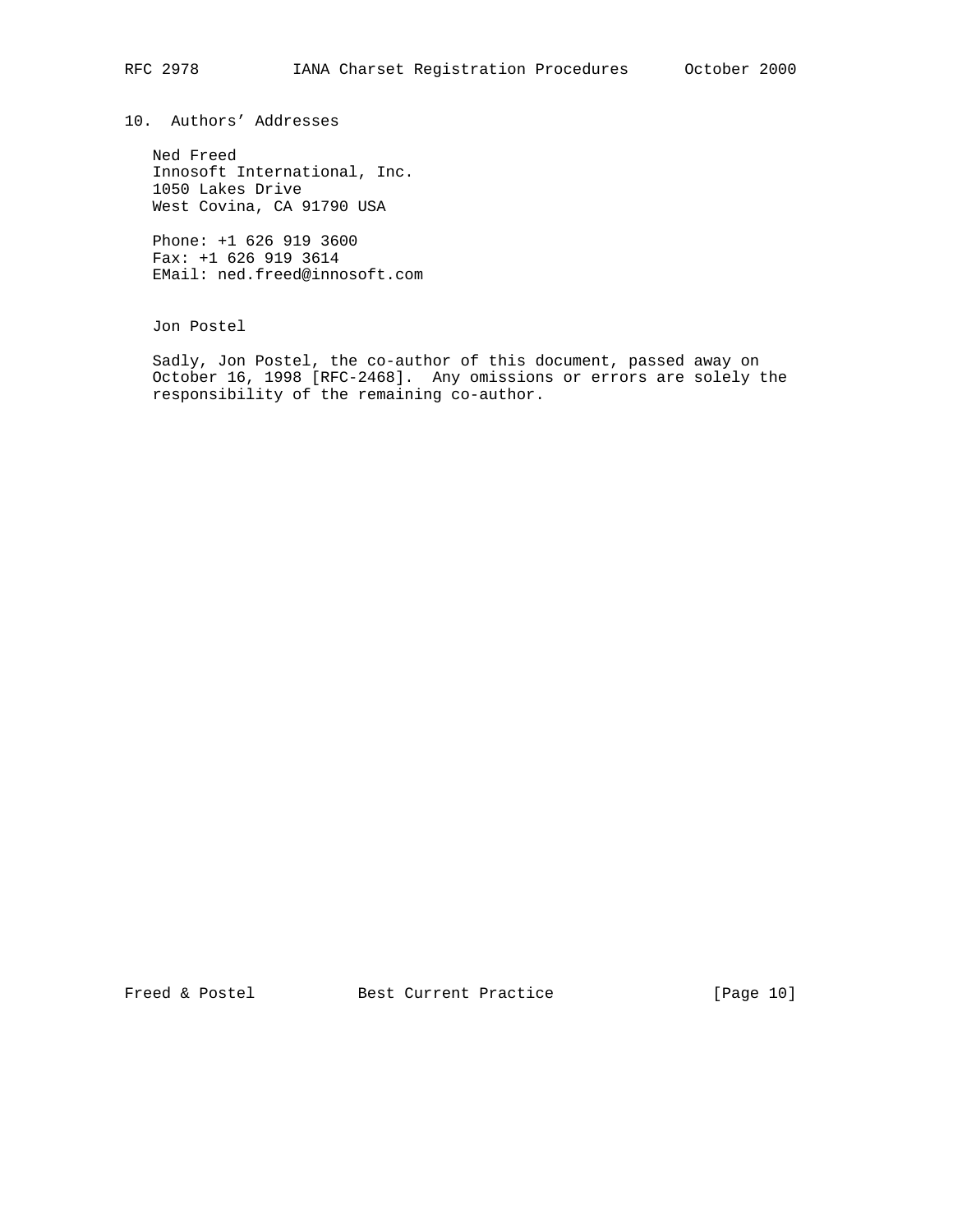## 10. Authors' Addresses

Ned Freed
Innosoft International, Inc.
1050 Lakes Drive
West Covina, CA 91790 USA

Phone: +1 626 919 3600
Fax: +1 626 919 3614
EMail: ned.freed@innosoft.com

Jon Postel

Sadly, Jon Postel, the co-author of this document, passed away on October 16, 1998 [RFC-2468]. Any omissions or errors are solely the responsibility of the remaining co-author.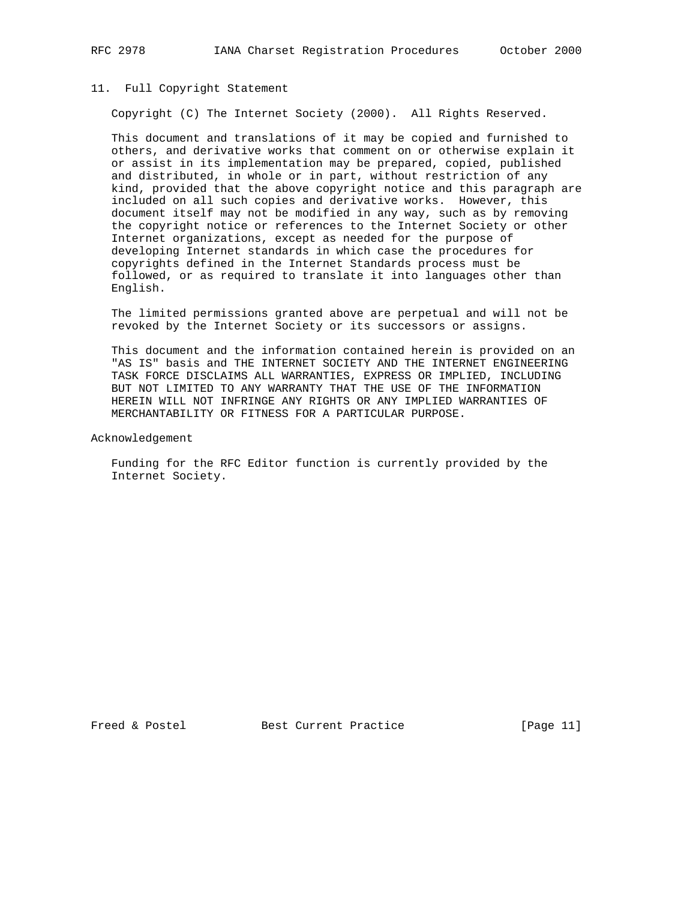## 11. Full Copyright Statement

Copyright (C) The Internet Society (2000). All Rights Reserved.

This document and translations of it may be copied and furnished to others, and derivative works that comment on or otherwise explain it or assist in its implementation may be prepared, copied, published and distributed, in whole or in part, without restriction of any kind, provided that the above copyright notice and this paragraph are included on all such copies and derivative works. However, this document itself may not be modified in any way, such as by removing the copyright notice or references to the Internet Society or other Internet organizations, except as needed for the purpose of developing Internet standards in which case the procedures for copyrights defined in the Internet Standards process must be followed, or as required to translate it into languages other than English.

The limited permissions granted above are perpetual and will not be revoked by the Internet Society or its successors or assigns.

This document and the information contained herein is provided on an "AS IS" basis and THE INTERNET SOCIETY AND THE INTERNET ENGINEERING TASK FORCE DISCLAIMS ALL WARRANTIES, EXPRESS OR IMPLIED, INCLUDING BUT NOT LIMITED TO ANY WARRANTY THAT THE USE OF THE INFORMATION HEREIN WILL NOT INFRINGE ANY RIGHTS OR ANY IMPLIED WARRANTIES OF MERCHANTABILITY OR FITNESS FOR A PARTICULAR PURPOSE.

## Acknowledgement

Funding for the RFC Editor function is currently provided by the Internet Society.